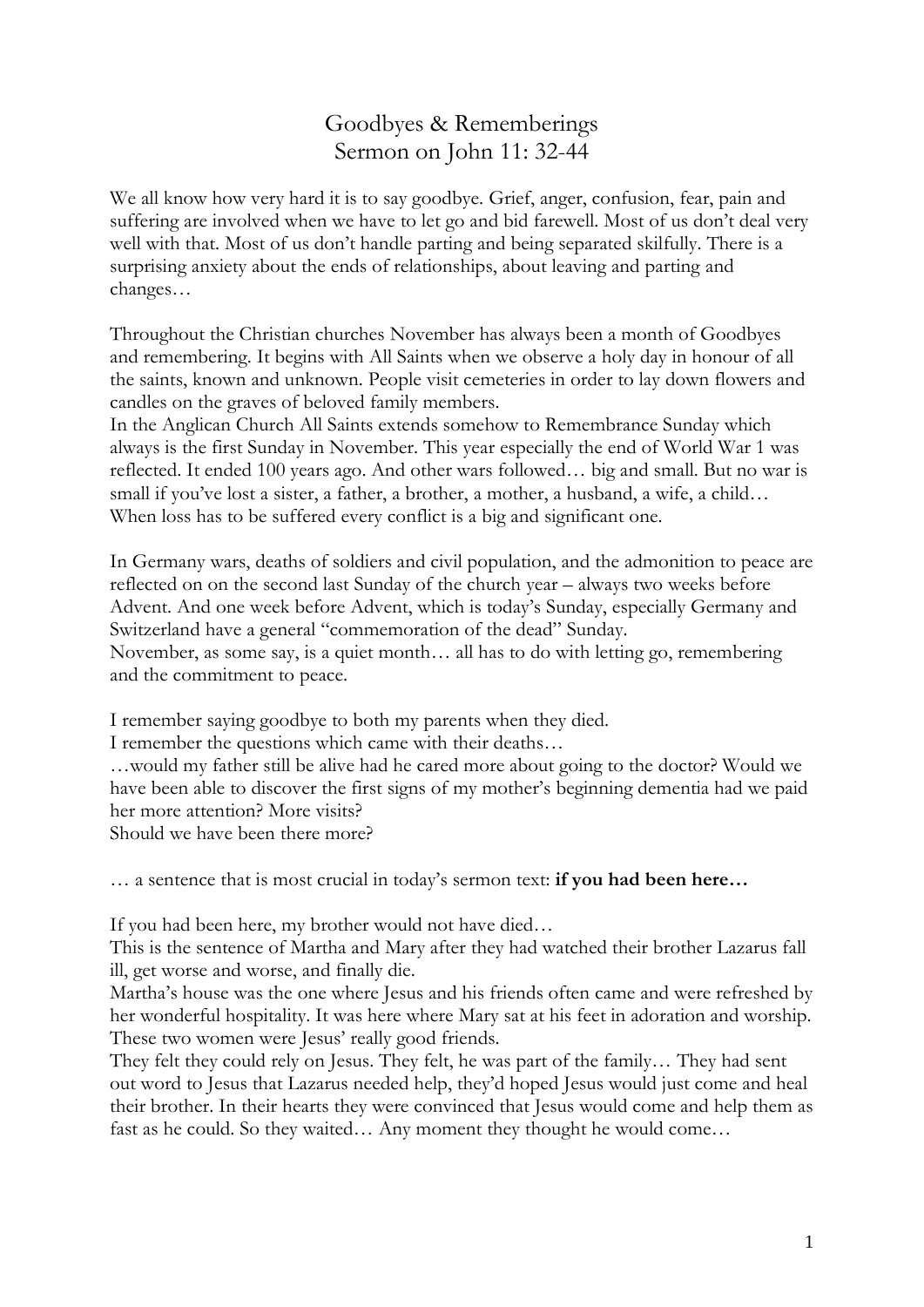# Goodbyes & Rememberings
## Sermon on John 11: 32-44

We all know how very hard it is to say goodbye. Grief, anger, confusion, fear, pain and suffering are involved when we have to let go and bid farewell. Most of us don't deal very well with that. Most of us don't handle parting and being separated skilfully. There is a surprising anxiety about the ends of relationships, about leaving and parting and changes…

Throughout the Christian churches November has always been a month of Goodbyes and remembering. It begins with All Saints when we observe a holy day in honour of all the saints, known and unknown. People visit cemeteries in order to lay down flowers and candles on the graves of beloved family members.
In the Anglican Church All Saints extends somehow to Remembrance Sunday which always is the first Sunday in November. This year especially the end of World War 1 was reflected. It ended 100 years ago. And other wars followed… big and small. But no war is small if you've lost a sister, a father, a brother, a mother, a husband, a wife, a child… When loss has to be suffered every conflict is a big and significant one.

In Germany wars, deaths of soldiers and civil population, and the admonition to peace are reflected on on the second last Sunday of the church year – always two weeks before Advent. And one week before Advent, which is today's Sunday, especially Germany and Switzerland have a general "commemoration of the dead" Sunday.
November, as some say, is a quiet month… all has to do with letting go, remembering and the commitment to peace.

I remember saying goodbye to both my parents when they died.
I remember the questions which came with their deaths…
…would my father still be alive had he cared more about going to the doctor? Would we have been able to discover the first signs of my mother's beginning dementia had we paid her more attention? More visits?
Should we have been there more?

… a sentence that is most crucial in today's sermon text: **if you had been here…**

If you had been here, my brother would not have died…
This is the sentence of Martha and Mary after they had watched their brother Lazarus fall ill, get worse and worse, and finally die.
Martha's house was the one where Jesus and his friends often came and were refreshed by her wonderful hospitality. It was here where Mary sat at his feet in adoration and worship. These two women were Jesus' really good friends.
They felt they could rely on Jesus. They felt, he was part of the family… They had sent out word to Jesus that Lazarus needed help, they'd hoped Jesus would just come and heal their brother. In their hearts they were convinced that Jesus would come and help them as fast as he could. So they waited… Any moment they thought he would come…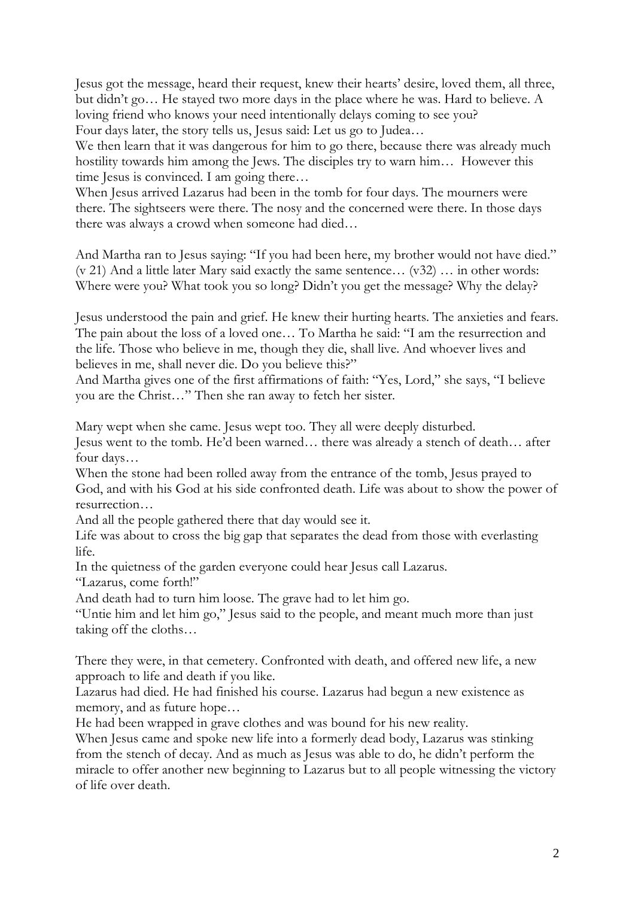Jesus got the message, heard their request, knew their hearts' desire, loved them, all three, but didn't go… He stayed two more days in the place where he was. Hard to believe. A loving friend who knows your need intentionally delays coming to see you?
Four days later, the story tells us, Jesus said: Let us go to Judea…
We then learn that it was dangerous for him to go there, because there was already much hostility towards him among the Jews. The disciples try to warn him… However this time Jesus is convinced. I am going there…
When Jesus arrived Lazarus had been in the tomb for four days. The mourners were there. The sightseers were there. The nosy and the concerned were there. In those days there was always a crowd when someone had died…

And Martha ran to Jesus saying: "If you had been here, my brother would not have died." (v 21) And a little later Mary said exactly the same sentence… (v32) … in other words: Where were you? What took you so long? Didn't you get the message? Why the delay?

Jesus understood the pain and grief. He knew their hurting hearts. The anxieties and fears. The pain about the loss of a loved one… To Martha he said: "I am the resurrection and the life. Those who believe in me, though they die, shall live. And whoever lives and believes in me, shall never die. Do you believe this?"
And Martha gives one of the first affirmations of faith: "Yes, Lord," she says, "I believe you are the Christ…" Then she ran away to fetch her sister.

Mary wept when she came. Jesus wept too. They all were deeply disturbed.
Jesus went to the tomb. He'd been warned… there was already a stench of death… after four days…
When the stone had been rolled away from the entrance of the tomb, Jesus prayed to God, and with his God at his side confronted death. Life was about to show the power of resurrection…
And all the people gathered there that day would see it.
Life was about to cross the big gap that separates the dead from those with everlasting life.
In the quietness of the garden everyone could hear Jesus call Lazarus.
"Lazarus, come forth!"
And death had to turn him loose. The grave had to let him go.
"Untie him and let him go," Jesus said to the people, and meant much more than just taking off the cloths…

There they were, in that cemetery. Confronted with death, and offered new life, a new approach to life and death if you like.
Lazarus had died. He had finished his course. Lazarus had begun a new existence as memory, and as future hope…
He had been wrapped in grave clothes and was bound for his new reality.
When Jesus came and spoke new life into a formerly dead body, Lazarus was stinking from the stench of decay. And as much as Jesus was able to do, he didn't perform the miracle to offer another new beginning to Lazarus but to all people witnessing the victory of life over death.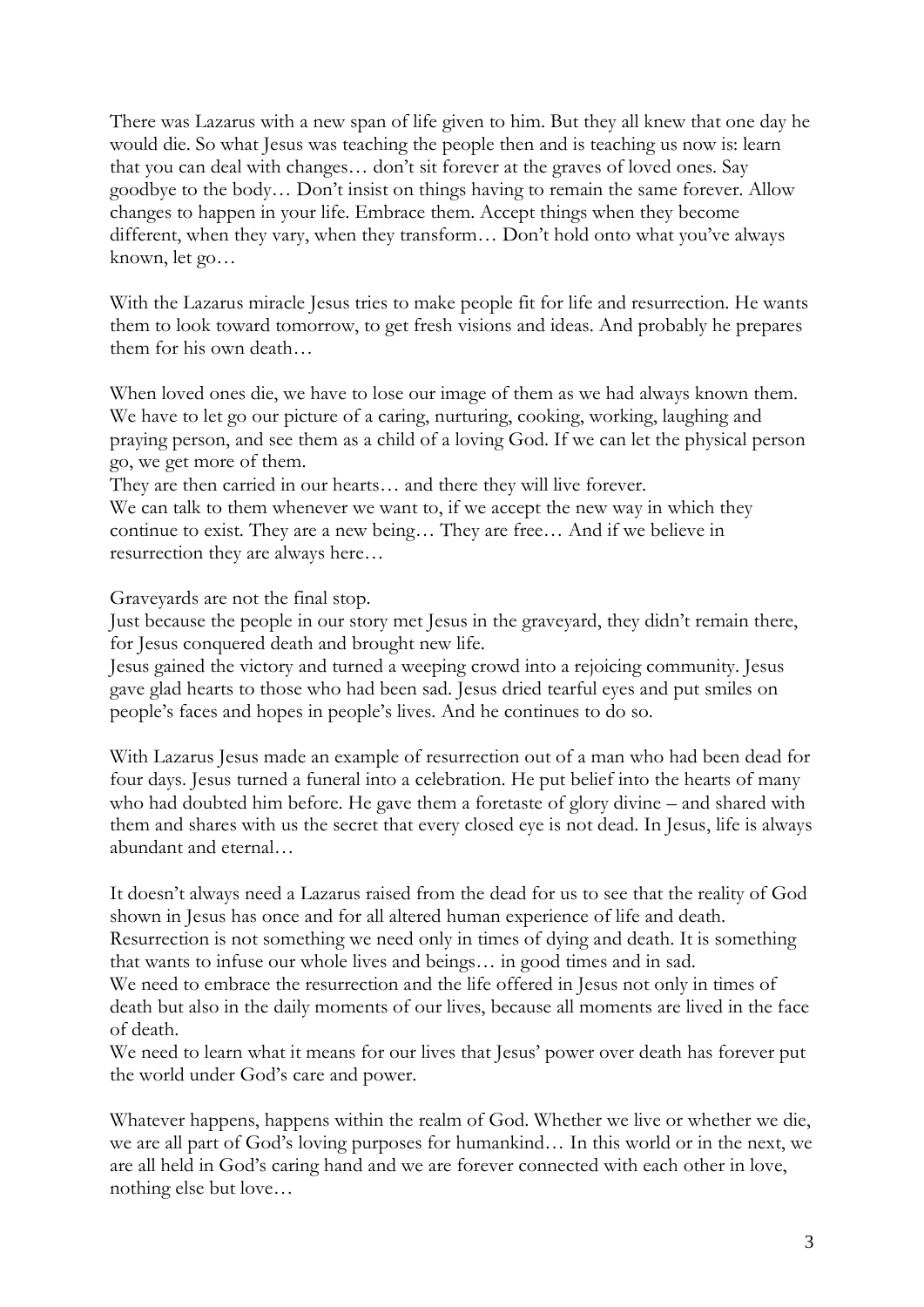There was Lazarus with a new span of life given to him. But they all knew that one day he would die. So what Jesus was teaching the people then and is teaching us now is: learn that you can deal with changes… don't sit forever at the graves of loved ones. Say goodbye to the body… Don't insist on things having to remain the same forever. Allow changes to happen in your life. Embrace them. Accept things when they become different, when they vary, when they transform… Don't hold onto what you've always known, let go…

With the Lazarus miracle Jesus tries to make people fit for life and resurrection. He wants them to look toward tomorrow, to get fresh visions and ideas. And probably he prepares them for his own death…

When loved ones die, we have to lose our image of them as we had always known them. We have to let go our picture of a caring, nurturing, cooking, working, laughing and praying person, and see them as a child of a loving God. If we can let the physical person go, we get more of them.
They are then carried in our hearts… and there they will live forever.
We can talk to them whenever we want to, if we accept the new way in which they continue to exist. They are a new being… They are free… And if we believe in resurrection they are always here…

Graveyards are not the final stop.
Just because the people in our story met Jesus in the graveyard, they didn't remain there, for Jesus conquered death and brought new life.
Jesus gained the victory and turned a weeping crowd into a rejoicing community. Jesus gave glad hearts to those who had been sad. Jesus dried tearful eyes and put smiles on people's faces and hopes in people's lives. And he continues to do so.

With Lazarus Jesus made an example of resurrection out of a man who had been dead for four days. Jesus turned a funeral into a celebration. He put belief into the hearts of many who had doubted him before. He gave them a foretaste of glory divine – and shared with them and shares with us the secret that every closed eye is not dead. In Jesus, life is always abundant and eternal…

It doesn't always need a Lazarus raised from the dead for us to see that the reality of God shown in Jesus has once and for all altered human experience of life and death.
Resurrection is not something we need only in times of dying and death. It is something that wants to infuse our whole lives and beings… in good times and in sad.
We need to embrace the resurrection and the life offered in Jesus not only in times of death but also in the daily moments of our lives, because all moments are lived in the face of death.
We need to learn what it means for our lives that Jesus' power over death has forever put the world under God's care and power.

Whatever happens, happens within the realm of God. Whether we live or whether we die, we are all part of God's loving purposes for humankind… In this world or in the next, we are all held in God's caring hand and we are forever connected with each other in love, nothing else but love…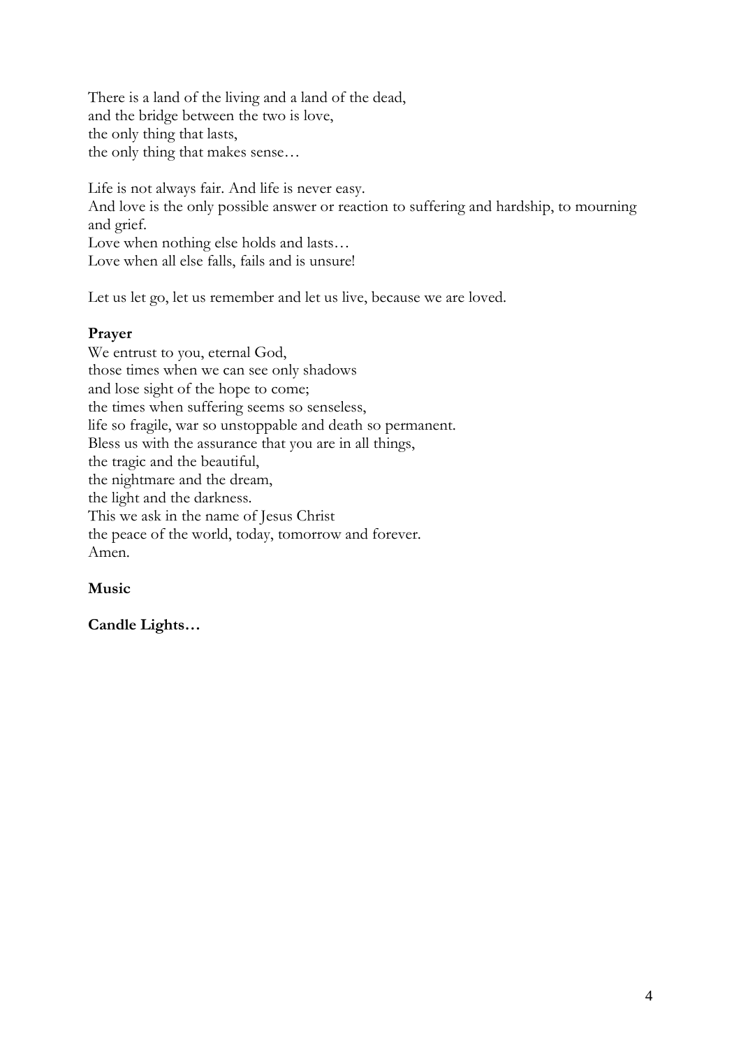There is a land of the living and a land of the dead,
and the bridge between the two is love,
the only thing that lasts,
the only thing that makes sense…

Life is not always fair. And life is never easy.
And love is the only possible answer or reaction to suffering and hardship, to mourning and grief.
Love when nothing else holds and lasts…
Love when all else falls, fails and is unsure!

Let us let go, let us remember and let us live, because we are loved.

**Prayer**
We entrust to you, eternal God,
those times when we can see only shadows
and lose sight of the hope to come;
the times when suffering seems so senseless,
life so fragile, war so unstoppable and death so permanent.
Bless us with the assurance that you are in all things,
the tragic and the beautiful,
the nightmare and the dream,
the light and the darkness.
This we ask in the name of Jesus Christ
the peace of the world, today, tomorrow and forever.
Amen.

**Music**

**Candle Lights…**